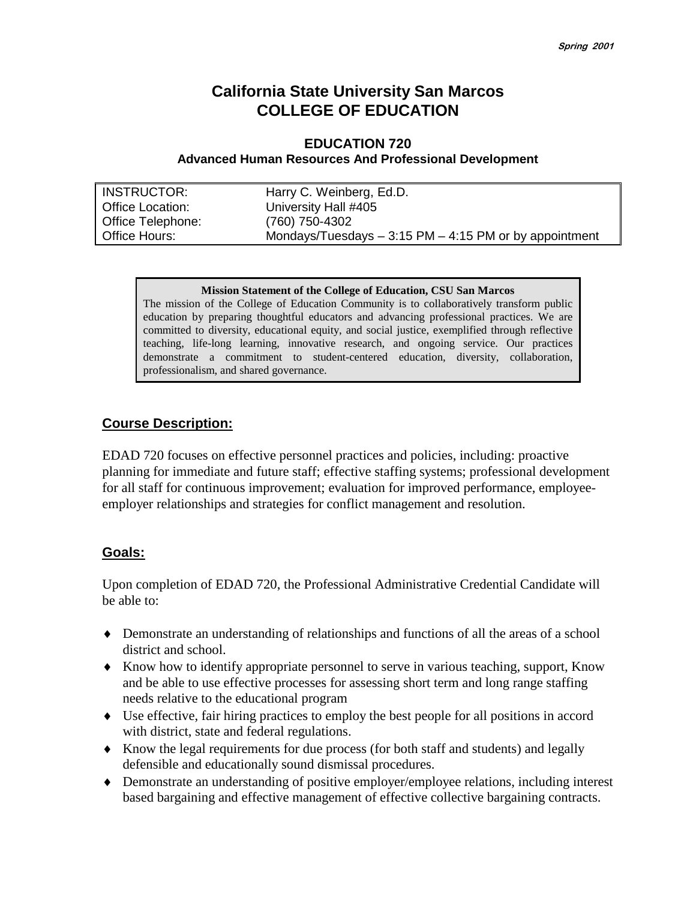# California State University San Marcos
# COLLEGE OF EDUCATION

## EDUCATION 720
### Advanced Human Resources And Professional Development

| | |
|---|---|
| INSTRUCTOR: | Harry C. Weinberg, Ed.D. |
| Office Location: | University Hall #405 |
| Office Telephone: | (760) 750-4302 |
| Office Hours: | Mondays/Tuesdays – 3:15 PM – 4:15 PM or by appointment |

**Mission Statement of the College of Education, CSU San Marcos**

The mission of the College of Education Community is to collaboratively transform public education by preparing thoughtful educators and advancing professional practices. We are committed to diversity, educational equity, and social justice, exemplified through reflective teaching, life-long learning, innovative research, and ongoing service. Our practices demonstrate a commitment to student-centered education, diversity, collaboration, professionalism, and shared governance.

## Course Description:

EDAD 720 focuses on effective personnel practices and policies, including: proactive planning for immediate and future staff; effective staffing systems; professional development for all staff for continuous improvement; evaluation for improved performance, employee-employer relationships and strategies for conflict management and resolution.

## Goals:

Upon completion of EDAD 720, the Professional Administrative Credential Candidate will be able to:

- Demonstrate an understanding of relationships and functions of all the areas of a school district and school.
- Know how to identify appropriate personnel to serve in various teaching, support, Know and be able to use effective processes for assessing short term and long range staffing needs relative to the educational program
- Use effective, fair hiring practices to employ the best people for all positions in accord with district, state and federal regulations.
- Know the legal requirements for due process (for both staff and students) and legally defensible and educationally sound dismissal procedures.
- Demonstrate an understanding of positive employer/employee relations, including interest based bargaining and effective management of effective collective bargaining contracts.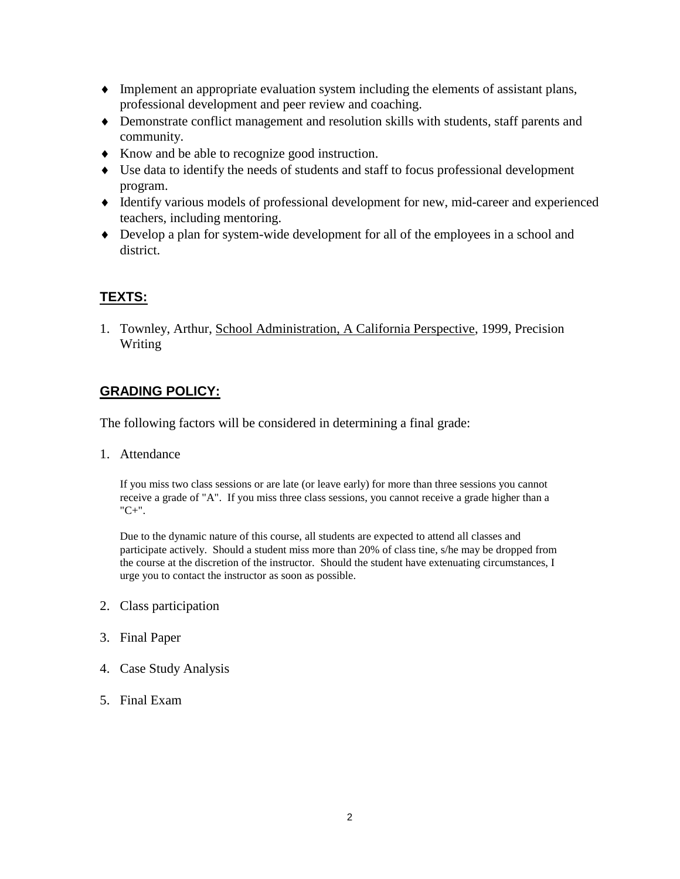- Implement an appropriate evaluation system including the elements of assistant plans, professional development and peer review and coaching.
- Demonstrate conflict management and resolution skills with students, staff parents and community.
- Know and be able to recognize good instruction.
- Use data to identify the needs of students and staff to focus professional development program.
- Identify various models of professional development for new, mid-career and experienced teachers, including mentoring.
- Develop a plan for system-wide development for all of the employees in a school and district.

## TEXTS:

1. Townley, Arthur, School Administration, A California Perspective, 1999, Precision Writing

## GRADING POLICY:

The following factors will be considered in determining a final grade:

1. Attendance

   If you miss two class sessions or are late (or leave early) for more than three sessions you cannot receive a grade of "A". If you miss three class sessions, you cannot receive a grade higher than a "C+".

   Due to the dynamic nature of this course, all students are expected to attend all classes and participate actively. Should a student miss more than 20% of class tine, s/he may be dropped from the course at the discretion of the instructor. Should the student have extenuating circumstances, I urge you to contact the instructor as soon as possible.

2. Class participation

3. Final Paper

4. Case Study Analysis

5. Final Exam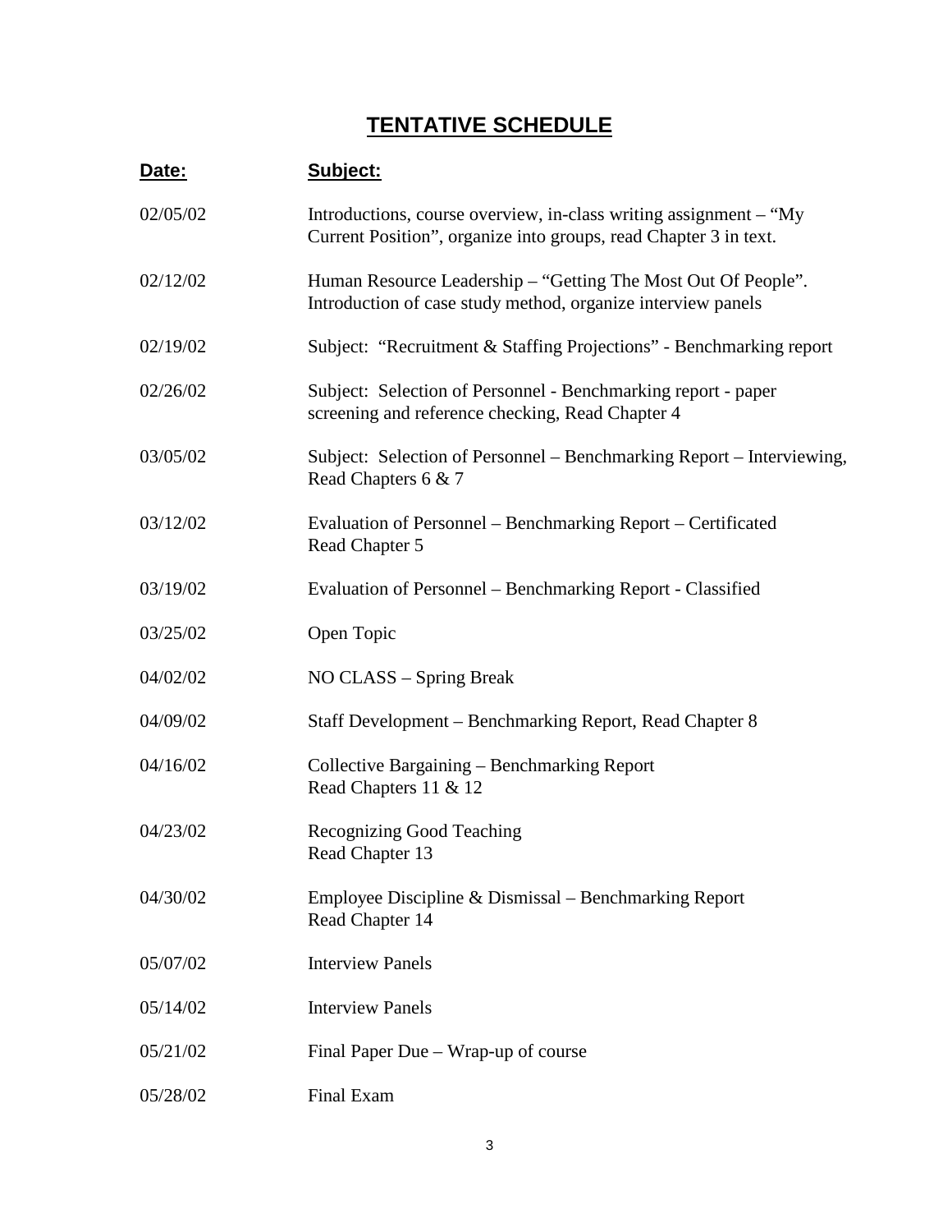# TENTATIVE SCHEDULE

| Date: | Subject: |
|---|---|
| 02/05/02 | Introductions, course overview, in-class writing assignment – "My Current Position", organize into groups, read Chapter 3 in text. |
| 02/12/02 | Human Resource Leadership – "Getting The Most Out Of People". Introduction of case study method, organize interview panels |
| 02/19/02 | Subject: "Recruitment & Staffing Projections" - Benchmarking report |
| 02/26/02 | Subject: Selection of Personnel - Benchmarking report - paper screening and reference checking, Read Chapter 4 |
| 03/05/02 | Subject: Selection of Personnel – Benchmarking Report – Interviewing, Read Chapters 6 & 7 |
| 03/12/02 | Evaluation of Personnel – Benchmarking Report – Certificated Read Chapter 5 |
| 03/19/02 | Evaluation of Personnel – Benchmarking Report - Classified |
| 03/25/02 | Open Topic |
| 04/02/02 | NO CLASS – Spring Break |
| 04/09/02 | Staff Development – Benchmarking Report, Read Chapter 8 |
| 04/16/02 | Collective Bargaining – Benchmarking Report Read Chapters 11 & 12 |
| 04/23/02 | Recognizing Good Teaching Read Chapter 13 |
| 04/30/02 | Employee Discipline & Dismissal – Benchmarking Report Read Chapter 14 |
| 05/07/02 | Interview Panels |
| 05/14/02 | Interview Panels |
| 05/21/02 | Final Paper Due – Wrap-up of course |
| 05/28/02 | Final Exam |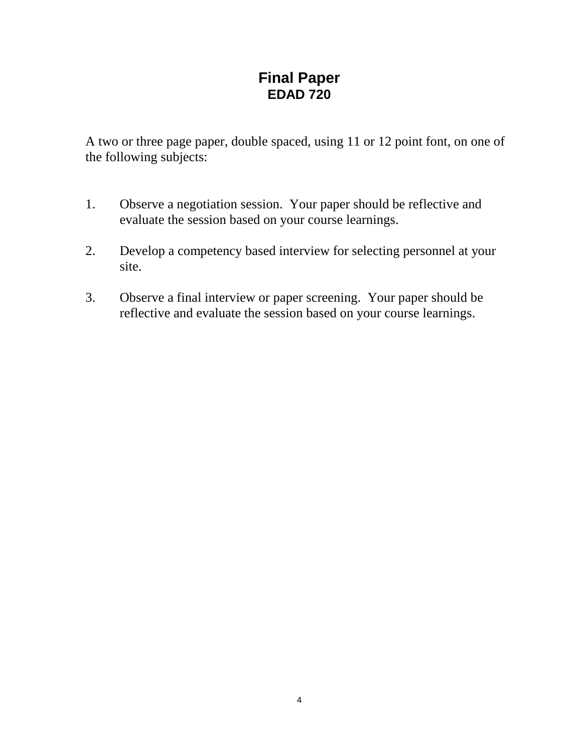# Final Paper
## EDAD 720

A two or three page paper, double spaced, using 11 or 12 point font, on one of the following subjects:

1. Observe a negotiation session. Your paper should be reflective and evaluate the session based on your course learnings.

2. Develop a competency based interview for selecting personnel at your site.

3. Observe a final interview or paper screening. Your paper should be reflective and evaluate the session based on your course learnings.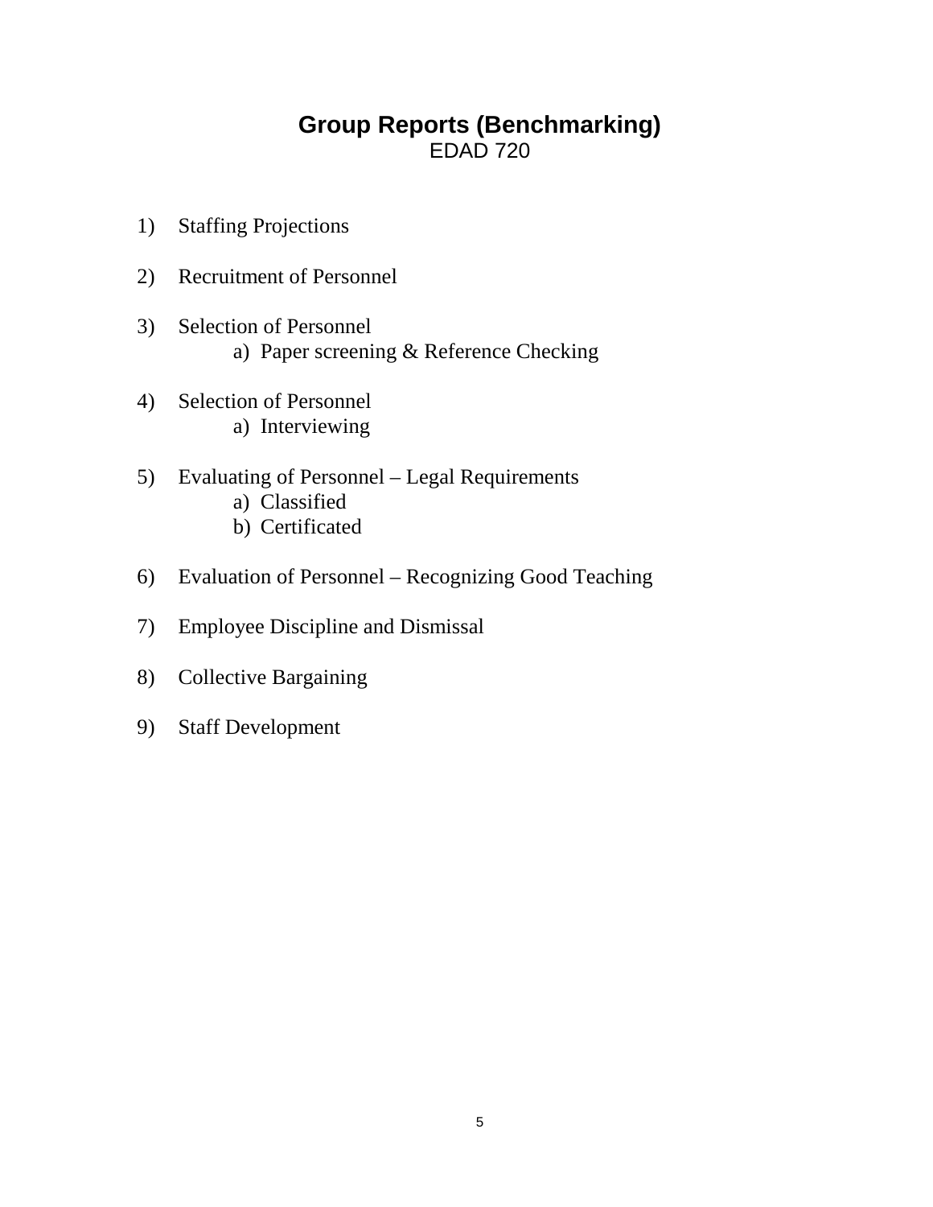# Group Reports (Benchmarking)

EDAD 720

1) Staffing Projections

2) Recruitment of Personnel

3) Selection of Personnel
    a) Paper screening & Reference Checking

4) Selection of Personnel
    a) Interviewing

5) Evaluating of Personnel – Legal Requirements
    a) Classified
    b) Certificated

6) Evaluation of Personnel – Recognizing Good Teaching

7) Employee Discipline and Dismissal

8) Collective Bargaining

9) Staff Development